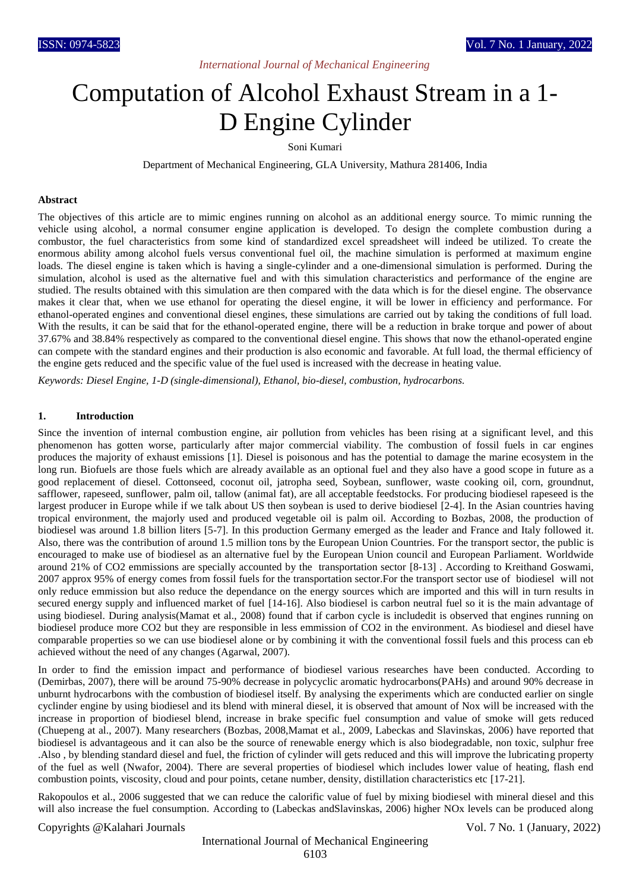# Computation of Alcohol Exhaust Stream in a 1-D Engine Cylinder

Soni Kumari

Department of Mechanical Engineering, GLA University, Mathura 281406, India

### Abstract

The objectives of this article are to mimic engines running on alcohol as an additional energy source. To mimic running the vehicle using alcohol, a normal consumer engine application is developed. To design the complete combustion during a combustor, the fuel characteristics from some kind of standardized excel spreadsheet will indeed be utilized. To create the enormous ability among alcohol fuels versus conventional fuel oil, the machine simulation is performed at maximum engine loads. The diesel engine is taken which is having a single-cylinder and a one-dimensional simulation is performed. During the simulation, alcohol is used as the alternative fuel and with this simulation characteristics and performance of the engine are studied. The results obtained with this simulation are then compared with the data which is for the diesel engine. The observance makes it clear that, when we use ethanol for operating the diesel engine, it will be lower in efficiency and performance. For ethanol-operated engines and conventional diesel engines, these simulations are carried out by taking the conditions of full load. With the results, it can be said that for the ethanol-operated engine, there will be a reduction in brake torque and power of about 37.67% and 38.84% respectively as compared to the conventional diesel engine. This shows that now the ethanol-operated engine can compete with the standard engines and their production is also economic and favorable. At full load, the thermal efficiency of the engine gets reduced and the specific value of the fuel used is increased with the decrease in heating value.

*Keywords: Diesel Engine, 1-D (single-dimensional), Ethanol, bio-diesel, combustion, hydrocarbons.*

## 1. Introduction

Since the invention of internal combustion engine, air pollution from vehicles has been rising at a significant level, and this phenomenon has gotten worse, particularly after major commercial viability. The combustion of fossil fuels in car engines produces the majority of exhaust emissions [1]. Diesel is poisonous and has the potential to damage the marine ecosystem in the long run. Biofuels are those fuels which are already available as an optional fuel and they also have a good scope in future as a good replacement of diesel. Cottonseed, coconut oil, jatropha seed, Soybean, sunflower, waste cooking oil, corn, groundnut, safflower, rapeseed, sunflower, palm oil, tallow (animal fat), are all acceptable feedstocks. For producing biodiesel rapeseed is the largest producer in Europe while if we talk about US then soybean is used to derive biodiesel [2-4]. In the Asian countries having tropical environment, the majorly used and produced vegetable oil is palm oil. According to Bozbas, 2008, the production of biodiesel was around 1.8 billion liters [5-7]. In this production Germany emerged as the leader and France and Italy followed it. Also, there was the contribution of around 1.5 million tons by the European Union Countries. For the transport sector, the public is encouraged to make use of biodiesel as an alternative fuel by the European Union council and European Parliament. Worldwide around 21% of CO2 emmissions are specially accounted by the transportation sector [8-13] . According to Kreithand Goswami, 2007 approx 95% of energy comes from fossil fuels for the transportation sector.For the transport sector use of biodiesel will not only reduce emmission but also reduce the dependance on the energy sources which are imported and this will in turn results in secured energy supply and influenced market of fuel [14-16]. Also biodiesel is carbon neutral fuel so it is the main advantage of using biodiesel. During analysis(Mamat et al., 2008) found that if carbon cycle is includedit is observed that engines running on biodiesel produce more CO2 but they are responsible in less emmission of CO2 in the environment. As biodiesel and diesel have comparable properties so we can use biodiesel alone or by combining it with the conventional fossil fuels and this process can eb achieved without the need of any changes (Agarwal, 2007).

In order to find the emission impact and performance of biodiesel various researches have been conducted. According to (Demirbas, 2007), there will be around 75-90% decrease in polycyclic aromatic hydrocarbons(PAHs) and around 90% decrease in unburnt hydrocarbons with the combustion of biodiesel itself. By analysing the experiments which are conducted earlier on single cyclinder engine by using biodiesel and its blend with mineral diesel, it is observed that amount of Nox will be increased with the increase in proportion of biodiesel blend, increase in brake specific fuel consumption and value of smoke will gets reduced (Chuepeng at al., 2007). Many researchers (Bozbas, 2008,Mamat et al., 2009, Labeckas and Slavinskas, 2006) have reported that biodiesel is advantageous and it can also be the source of renewable energy which is also biodegradable, non toxic, sulphur free .Also , by blending standard diesel and fuel, the friction of cylinder will gets reduced and this will improve the lubricating property of the fuel as well (Nwafor, 2004). There are several properties of biodiesel which includes lower value of heating, flash end combustion points, viscosity, cloud and pour points, cetane number, density, distillation characteristics etc [17-21].

Rakopoulos et al., 2006 suggested that we can reduce the calorific value of fuel by mixing biodiesel with mineral diesel and this will also increase the fuel consumption. According to (Labeckas andSlavinskas, 2006) higher NOx levels can be produced along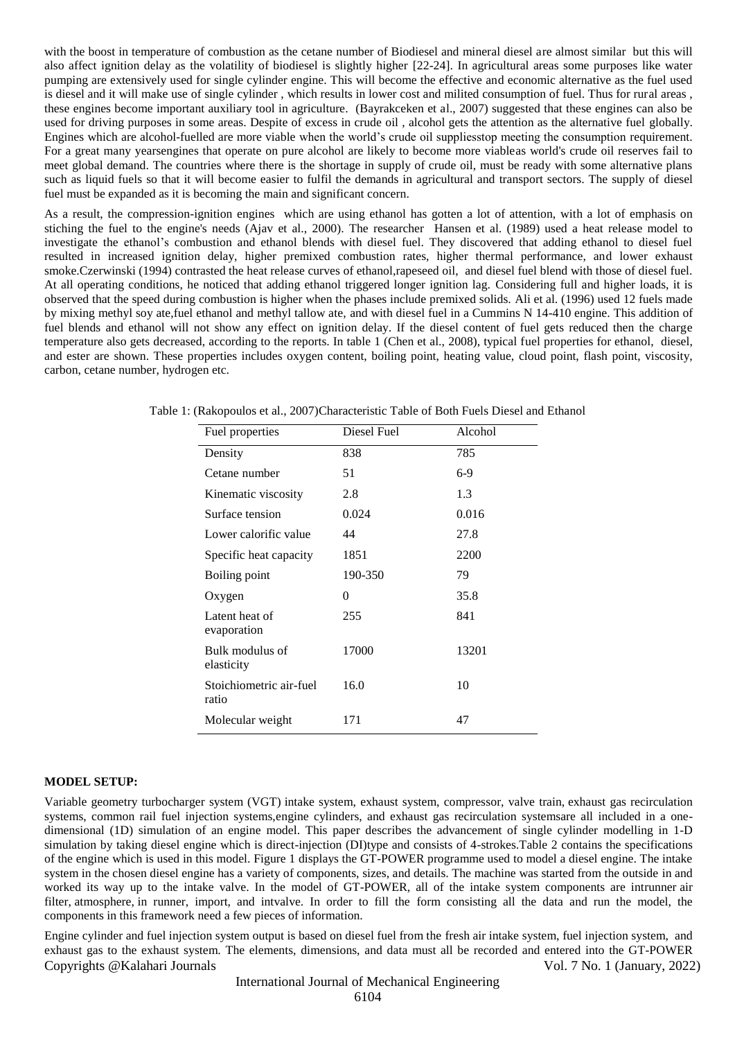with the boost in temperature of combustion as the cetane number of Biodiesel and mineral diesel are almost similar but this will also affect ignition delay as the volatility of biodiesel is slightly higher [22-24]. In agricultural areas some purposes like water pumping are extensively used for single cylinder engine. This will become the effective and economic alternative as the fuel used is diesel and it will make use of single cylinder , which results in lower cost and milited consumption of fuel. Thus for rural areas , these engines become important auxiliary tool in agriculture. (Bayrakceken et al., 2007) suggested that these engines can also be used for driving purposes in some areas. Despite of excess in crude oil , alcohol gets the attention as the alternative fuel globally. Engines which are alcohol-fuelled are more viable when the world's crude oil suppliesstop meeting the consumption requirement. For a great many yearsengines that operate on pure alcohol are likely to become more viableas world's crude oil reserves fail to meet global demand. The countries where there is the shortage in supply of crude oil, must be ready with some alternative plans such as liquid fuels so that it will become easier to fulfil the demands in agricultural and transport sectors. The supply of diesel fuel must be expanded as it is becoming the main and significant concern.

As a result, the compression-ignition engines which are using ethanol has gotten a lot of attention, with a lot of emphasis on stiching the fuel to the engine's needs (Ajav et al., 2000). The researcher Hansen et al. (1989) used a heat release model to investigate the ethanol's combustion and ethanol blends with diesel fuel. They discovered that adding ethanol to diesel fuel resulted in increased ignition delay, higher premixed combustion rates, higher thermal performance, and lower exhaust smoke.Czerwinski (1994) contrasted the heat release curves of ethanol,rapeseed oil, and diesel fuel blend with those of diesel fuel. At all operating conditions, he noticed that adding ethanol triggered longer ignition lag. Considering full and higher loads, it is observed that the speed during combustion is higher when the phases include premixed solids. Ali et al. (1996) used 12 fuels made by mixing methyl soy ate,fuel ethanol and methyl tallow ate, and with diesel fuel in a Cummins N 14-410 engine. This addition of fuel blends and ethanol will not show any effect on ignition delay. If the diesel content of fuel gets reduced then the charge temperature also gets decreased, according to the reports. In table 1 (Chen et al., 2008), typical fuel properties for ethanol, diesel, and ester are shown. These properties includes oxygen content, boiling point, heating value, cloud point, flash point, viscosity, carbon, cetane number, hydrogen etc.

Table 1: (Rakopoulos et al., 2007)Characteristic Table of Both Fuels Diesel and Ethanol

| Fuel properties | Diesel Fuel | Alcohol |
|---|---|---|
| Density | 838 | 785 |
| Cetane number | 51 | 6-9 |
| Kinematic viscosity | 2.8 | 1.3 |
| Surface tension | 0.024 | 0.016 |
| Lower calorific value | 44 | 27.8 |
| Specific heat capacity | 1851 | 2200 |
| Boiling point | 190-350 | 79 |
| Oxygen | 0 | 35.8 |
| Latent heat of evaporation | 255 | 841 |
| Bulk modulus of elasticity | 17000 | 13201 |
| Stoichiometric air-fuel ratio | 16.0 | 10 |
| Molecular weight | 171 | 47 |

**MODEL SETUP:**

Variable geometry turbocharger system (VGT) intake system, exhaust system, compressor, valve train, exhaust gas recirculation systems, common rail fuel injection systems,engine cylinders, and exhaust gas recirculation systemsare all included in a one-dimensional (1D) simulation of an engine model. This paper describes the advancement of single cylinder modelling in 1-D simulation by taking diesel engine which is direct-injection (DI)type and consists of 4-strokes.Table 2 contains the specifications of the engine which is used in this model. Figure 1 displays the GT-POWER programme used to model a diesel engine. The intake system in the chosen diesel engine has a variety of components, sizes, and details. The machine was started from the outside in and worked its way up to the intake valve. In the model of GT-POWER, all of the intake system components are intrunner air filter, atmosphere, in runner, import, and intvalve. In order to fill the form consisting all the data and run the model, the components in this framework need a few pieces of information.

Engine cylinder and fuel injection system output is based on diesel fuel from the fresh air intake system, fuel injection system, and exhaust gas to the exhaust system. The elements, dimensions, and data must all be recorded and entered into the GT-POWER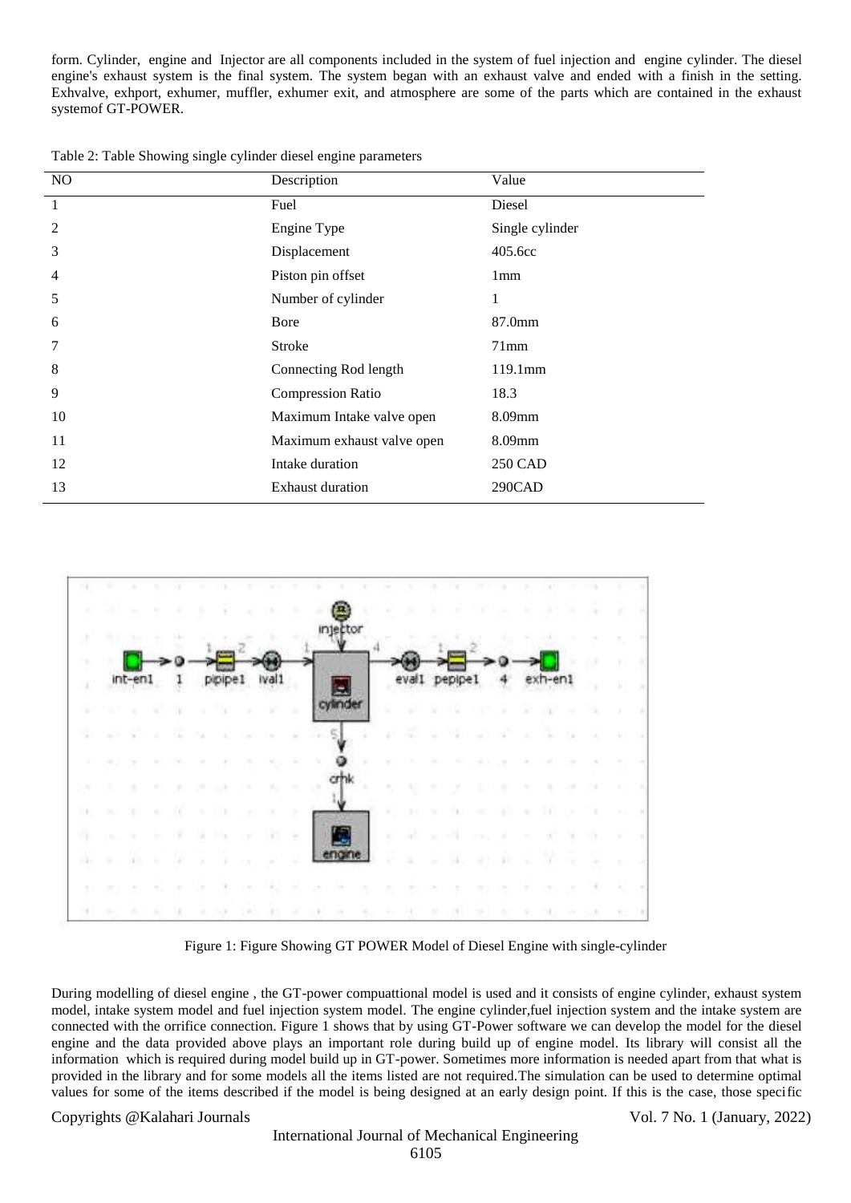form. Cylinder, engine and Injector are all components included in the system of fuel injection and engine cylinder. The diesel engine's exhaust system is the final system. The system began with an exhaust valve and ended with a finish in the setting. Exhvalve, exhport, exhumer, muffler, exhumer exit, and atmosphere are some of the parts which are contained in the exhaust systemof GT-POWER.

Table 2: Table Showing single cylinder diesel engine parameters

| NO | Description | Value |
|---|---|---|
| 1 | Fuel | Diesel |
| 2 | Engine Type | Single cylinder |
| 3 | Displacement | 405.6cc |
| 4 | Piston pin offset | 1mm |
| 5 | Number of cylinder | 1 |
| 6 | Bore | 87.0mm |
| 7 | Stroke | 71mm |
| 8 | Connecting Rod length | 119.1mm |
| 9 | Compression Ratio | 18.3 |
| 10 | Maximum Intake valve open | 8.09mm |
| 11 | Maximum exhaust valve open | 8.09mm |
| 12 | Intake duration | 250 CAD |
| 13 | Exhaust duration | 290CAD |

Figure 1: Figure Showing GT POWER Model of Diesel Engine with single-cylinder

During modelling of diesel engine , the GT-power compuattional model is used and it consists of engine cylinder, exhaust system model, intake system model and fuel injection system model. The engine cylinder,fuel injection system and the intake system are connected with the orrifice connection. Figure 1 shows that by using GT-Power software we can develop the model for the diesel engine and the data provided above plays an important role during build up of engine model. Its library will consist all the information which is required during model build up in GT-power. Sometimes more information is needed apart from that what is provided in the library and for some models all the items listed are not required.The simulation can be used to determine optimal values for some of the items described if the model is being designed at an early design point. If this is the case, those specific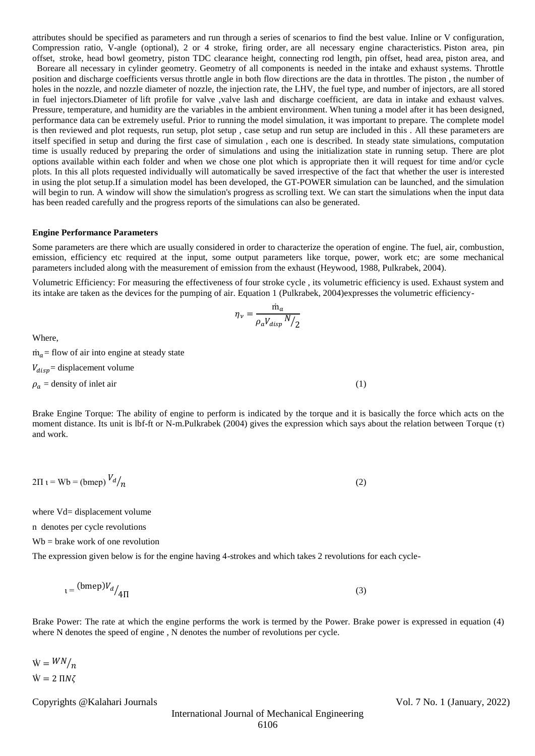attributes should be specified as parameters and run through a series of scenarios to find the best value. Inline or V configuration, Compression ratio, V-angle (optional), 2 or 4 stroke, firing order, are all necessary engine characteristics. Piston area, pin offset, stroke, head bowl geometry, piston TDC clearance height, connecting rod length, pin offset, head area, piston area, and Boreare all necessary in cylinder geometry. Geometry of all components is needed in the intake and exhaust systems. Throttle position and discharge coefficients versus throttle angle in both flow directions are the data in throttles. The piston , the number of holes in the nozzle, and nozzle diameter of nozzle, the injection rate, the LHV, the fuel type, and number of injectors, are all stored in fuel injectors.Diameter of lift profile for valve ,valve lash and discharge coefficient, are data in intake and exhaust valves. Pressure, temperature, and humidity are the variables in the ambient environment. When tuning a model after it has been designed, performance data can be extremely useful. Prior to running the model simulation, it was important to prepare. The complete model is then reviewed and plot requests, run setup, plot setup , case setup and run setup are included in this . All these parameters are itself specified in setup and during the first case of simulation , each one is described. In steady state simulations, computation time is usually reduced by preparing the order of simulations and using the initialization state in running setup. There are plot options available within each folder and when we chose one plot which is appropriate then it will request for time and/or cycle plots. In this all plots requested individually will automatically be saved irrespective of the fact that whether the user is interested in using the plot setup.If a simulation model has been developed, the GT-POWER simulation can be launched, and the simulation will begin to run. A window will show the simulation's progress as scrolling text. We can start the simulations when the input data has been readed carefully and the progress reports of the simulations can also be generated.

**Engine Performance Parameters**

Some parameters are there which are usually considered in order to characterize the operation of engine. The fuel, air, combustion, emission, efficiency etc required at the input, some output parameters like torque, power, work etc; are some mechanical parameters included along with the measurement of emission from the exhaust (Heywood, 1988, Pulkrabek, 2004).

Volumetric Efficiency: For measuring the effectiveness of four stroke cycle , its volumetric efficiency is used. Exhaust system and its intake are taken as the devices for the pumping of air. Equation 1 (Pulkrabek, 2004)expresses the volumetric efficiency-

$$\eta_v = \frac{\dot{m}_a}{\rho_a V_{disp} {}^{N}/_{2}}$$

Where,

$\dot{m}_a$ = flow of air into engine at steady state

$V_{disp}$ = displacement volume

$\rho_a$ = density of inlet air (1)

Brake Engine Torque: The ability of engine to perform is indicated by the torque and it is basically the force which acts on the moment distance. Its unit is lbf-ft or N-m.Pulkrabek (2004) gives the expression which says about the relation between Torque (τ) and work.

$$2\Pi\, \iota = Wb = (bmep)\, {}^{V_d}/_{n} \quad (2)$$

where Vd= displacement volume

n denotes per cycle revolutions

Wb = brake work of one revolution

The expression given below is for the engine having 4-strokes and which takes 2 revolutions for each cycle-

$$\iota = {}^{(bmep)V_d}/_{4\Pi} \quad (3)$$

Brake Power: The rate at which the engine performs the work is termed by the Power. Brake power is expressed in equation (4) where N denotes the speed of engine , N denotes the number of revolutions per cycle.

$$\dot{W} = {}^{WN}/_{n}$$

$$\dot{W} = 2\,\Pi N\zeta$$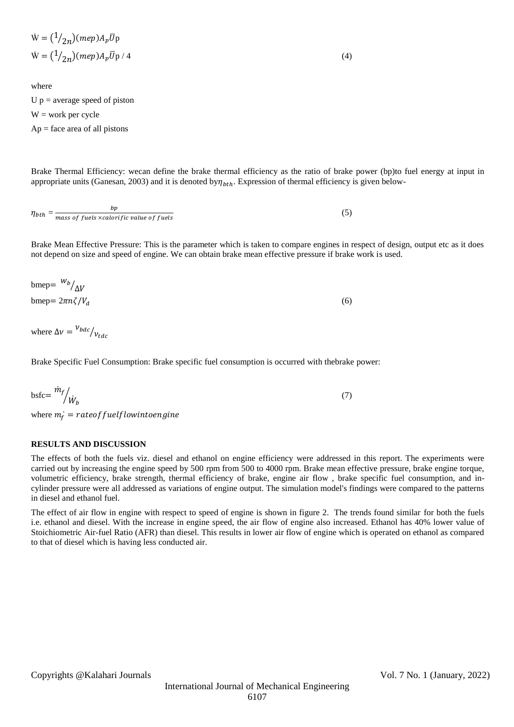$$\dot{W} = (1/_{2n})(mep)A_p\bar{U}p$$

$$\dot{W} = (1/_{2n})(mep)A_p\bar{U}p / 4 \quad (4)$$

where

U p = average speed of piston

W = work per cycle

Ap = face area of all pistons

Brake Thermal Efficiency: wecan define the brake thermal efficiency as the ratio of brake power (bp)to fuel energy at input in appropriate units (Ganesan, 2003) and it is denoted by$\eta_{bth}$. Expression of thermal efficiency is given below-

$$\eta_{bth} = \frac{bp}{mass\ of\ fuels \times calorific\ value\ of\ fuels} \quad (5)$$

Brake Mean Effective Pressure: This is the parameter which is taken to compare engines in respect of design, output etc as it does not depend on size and speed of engine. We can obtain brake mean effective pressure if brake work is used.

$$bmep= {}^{w_b}/_{\Delta V}$$

$$bmep= 2\pi n\zeta/V_d \quad (6)$$

where $\Delta v = {}^{v_{bdc}}/_{v_{tdc}}$

Brake Specific Fuel Consumption: Brake specific fuel consumption is occurred with thebrake power:

$$bsfc= {}^{\dot{m}_f}/_{\dot{W}_b} \quad (7)$$

where $\dot{m_f} = rate of fuel flow into engine$

**RESULTS AND DISCUSSION**

The effects of both the fuels viz. diesel and ethanol on engine efficiency were addressed in this report. The experiments were carried out by increasing the engine speed by 500 rpm from 500 to 4000 rpm. Brake mean effective pressure, brake engine torque, volumetric efficiency, brake strength, thermal efficiency of brake, engine air flow , brake specific fuel consumption, and in-cylinder pressure were all addressed as variations of engine output. The simulation model's findings were compared to the patterns in diesel and ethanol fuel.

The effect of air flow in engine with respect to speed of engine is shown in figure 2. The trends found similar for both the fuels i.e. ethanol and diesel. With the increase in engine speed, the air flow of engine also increased. Ethanol has 40% lower value of Stoichiometric Air-fuel Ratio (AFR) than diesel. This results in lower air flow of engine which is operated on ethanol as compared to that of diesel which is having less conducted air.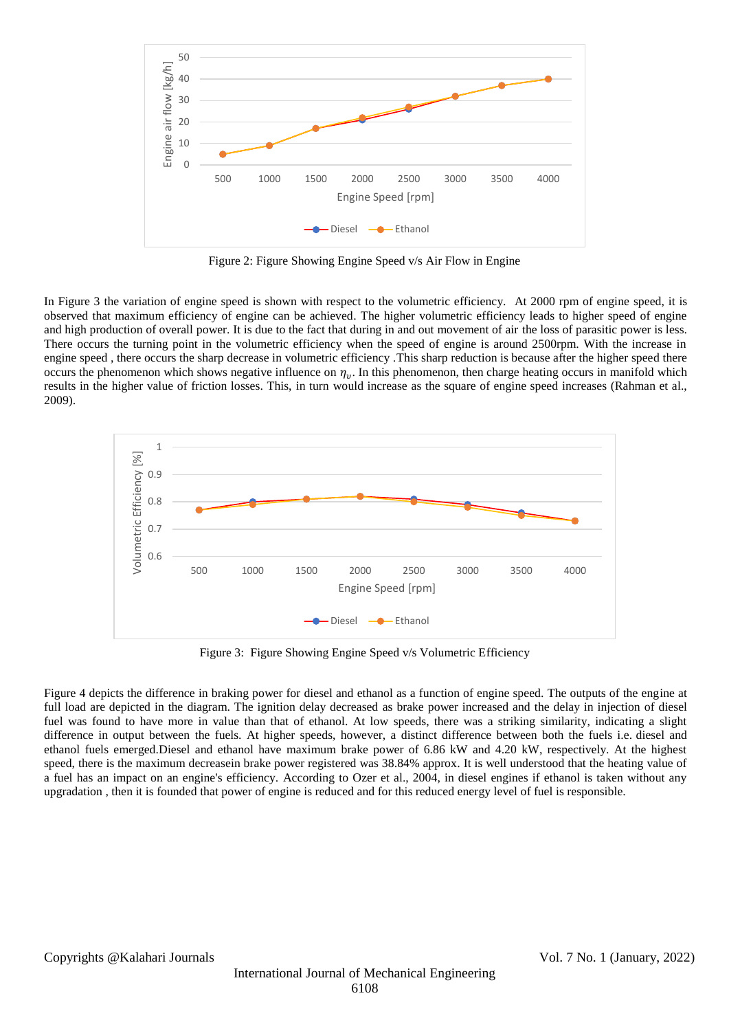Figure 2: Figure Showing Engine Speed v/s Air Flow in Engine

In Figure 3 the variation of engine speed is shown with respect to the volumetric efficiency. At 2000 rpm of engine speed, it is observed that maximum efficiency of engine can be achieved. The higher volumetric efficiency leads to higher speed of engine and high production of overall power. It is due to the fact that during in and out movement of air the loss of parasitic power is less. There occurs the turning point in the volumetric efficiency when the speed of engine is around 2500rpm. With the increase in engine speed , there occurs the sharp decrease in volumetric efficiency .This sharp reduction is because after the higher speed there occurs the phenomenon which shows negative influence on $\eta_v$. In this phenomenon, then charge heating occurs in manifold which results in the higher value of friction losses. This, in turn would increase as the square of engine speed increases (Rahman et al., 2009).

Figure 3: Figure Showing Engine Speed v/s Volumetric Efficiency

Figure 4 depicts the difference in braking power for diesel and ethanol as a function of engine speed. The outputs of the engine at full load are depicted in the diagram. The ignition delay decreased as brake power increased and the delay in injection of diesel fuel was found to have more in value than that of ethanol. At low speeds, there was a striking similarity, indicating a slight difference in output between the fuels. At higher speeds, however, a distinct difference between both the fuels i.e. diesel and ethanol fuels emerged.Diesel and ethanol have maximum brake power of 6.86 kW and 4.20 kW, respectively. At the highest speed, there is the maximum decreasein brake power registered was 38.84% approx. It is well understood that the heating value of a fuel has an impact on an engine's efficiency. According to Ozer et al., 2004, in diesel engines if ethanol is taken without any upgradation , then it is founded that power of engine is reduced and for this reduced energy level of fuel is responsible.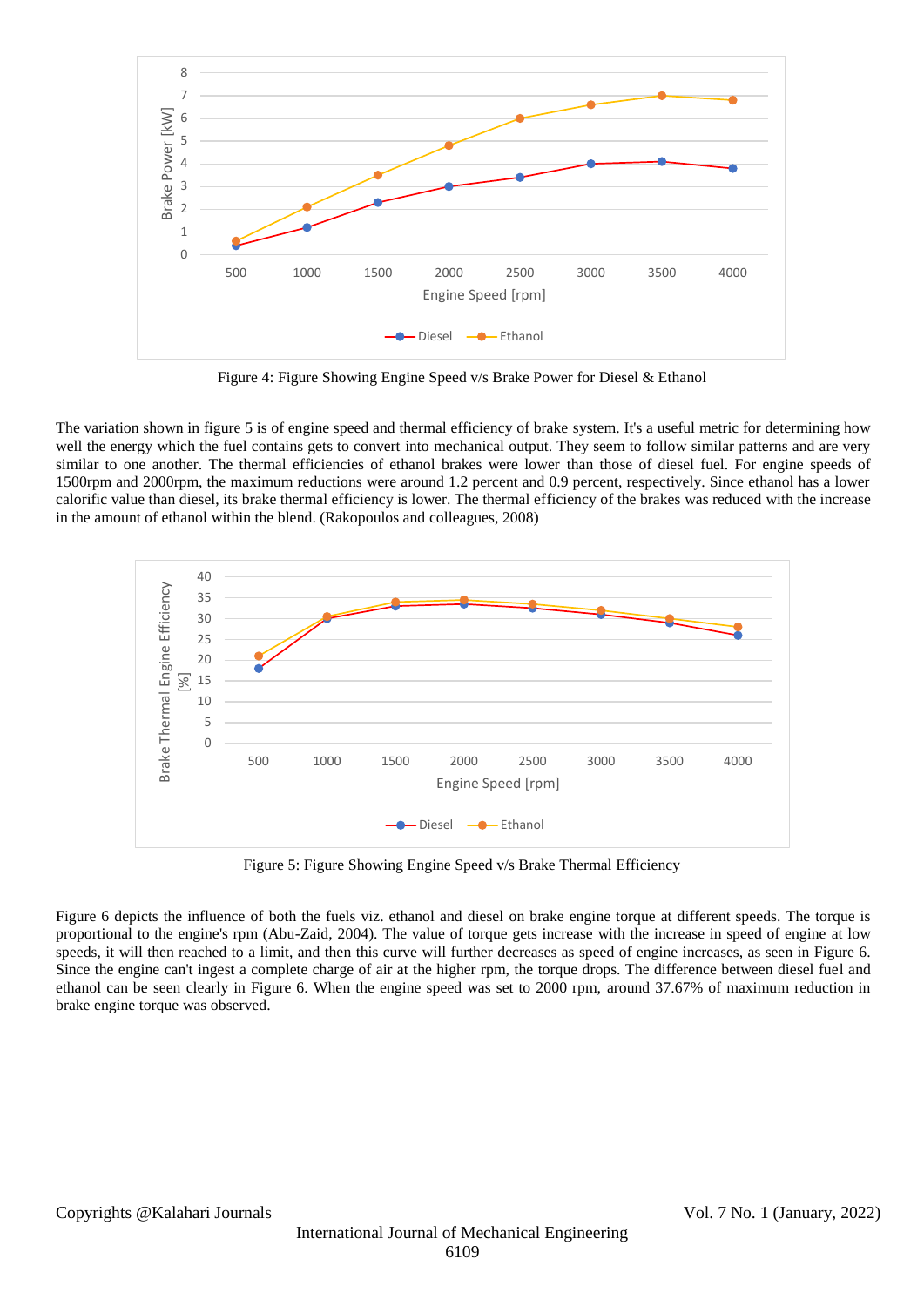Figure 4: Figure Showing Engine Speed v/s Brake Power for Diesel & Ethanol

The variation shown in figure 5 is of engine speed and thermal efficiency of brake system. It's a useful metric for determining how well the energy which the fuel contains gets to convert into mechanical output. They seem to follow similar patterns and are very similar to one another. The thermal efficiencies of ethanol brakes were lower than those of diesel fuel. For engine speeds of 1500rpm and 2000rpm, the maximum reductions were around 1.2 percent and 0.9 percent, respectively. Since ethanol has a lower calorific value than diesel, its brake thermal efficiency is lower. The thermal efficiency of the brakes was reduced with the increase in the amount of ethanol within the blend. (Rakopoulos and colleagues, 2008)

Figure 5: Figure Showing Engine Speed v/s Brake Thermal Efficiency

Figure 6 depicts the influence of both the fuels viz. ethanol and diesel on brake engine torque at different speeds. The torque is proportional to the engine's rpm (Abu-Zaid, 2004). The value of torque gets increase with the increase in speed of engine at low speeds, it will then reached to a limit, and then this curve will further decreases as speed of engine increases, as seen in Figure 6. Since the engine can't ingest a complete charge of air at the higher rpm, the torque drops. The difference between diesel fuel and ethanol can be seen clearly in Figure 6. When the engine speed was set to 2000 rpm, around 37.67% of maximum reduction in brake engine torque was observed.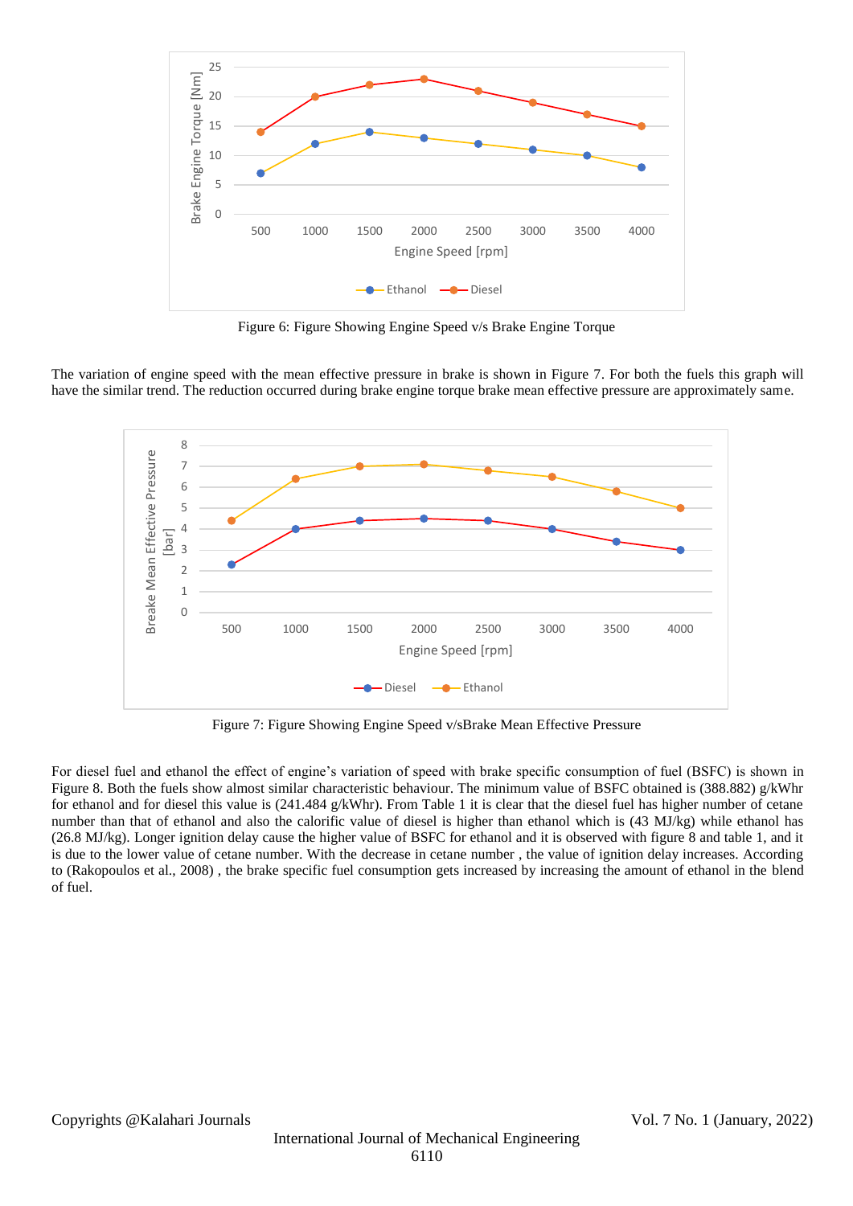Figure 6: Figure Showing Engine Speed v/s Brake Engine Torque

The variation of engine speed with the mean effective pressure in brake is shown in Figure 7. For both the fuels this graph will have the similar trend. The reduction occurred during brake engine torque brake mean effective pressure are approximately same.

Figure 7: Figure Showing Engine Speed v/sBrake Mean Effective Pressure

For diesel fuel and ethanol the effect of engine's variation of speed with brake specific consumption of fuel (BSFC) is shown in Figure 8. Both the fuels show almost similar characteristic behaviour. The minimum value of BSFC obtained is (388.882) g/kWhr for ethanol and for diesel this value is (241.484 g/kWhr). From Table 1 it is clear that the diesel fuel has higher number of cetane number than that of ethanol and also the calorific value of diesel is higher than ethanol which is (43 MJ/kg) while ethanol has (26.8 MJ/kg). Longer ignition delay cause the higher value of BSFC for ethanol and it is observed with figure 8 and table 1, and it is due to the lower value of cetane number. With the decrease in cetane number , the value of ignition delay increases. According to (Rakopoulos et al., 2008) , the brake specific fuel consumption gets increased by increasing the amount of ethanol in the blend of fuel.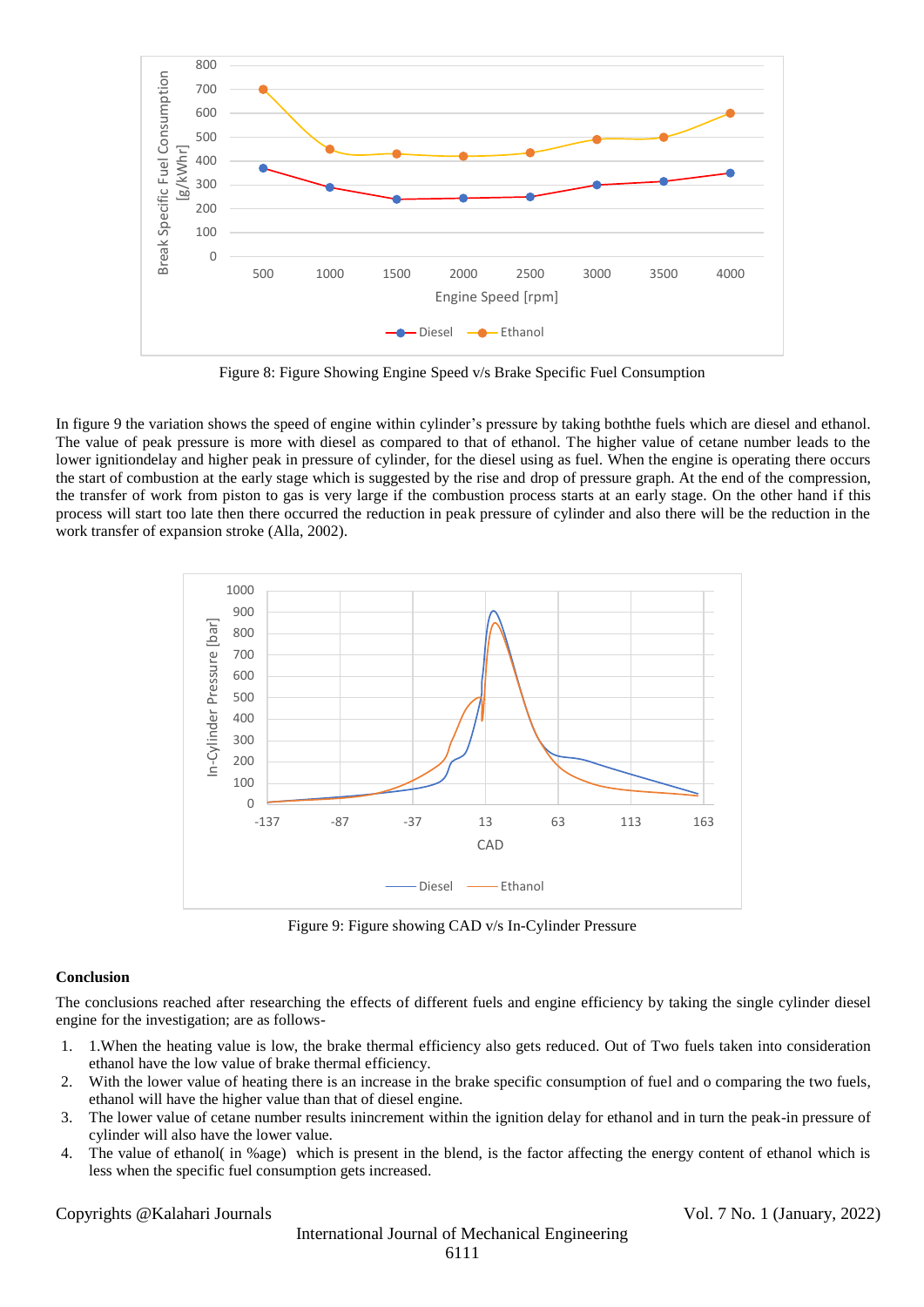Figure 8: Figure Showing Engine Speed v/s Brake Specific Fuel Consumption

In figure 9 the variation shows the speed of engine within cylinder's pressure by taking boththe fuels which are diesel and ethanol. The value of peak pressure is more with diesel as compared to that of ethanol. The higher value of cetane number leads to the lower ignitiondelay and higher peak in pressure of cylinder, for the diesel using as fuel. When the engine is operating there occurs the start of combustion at the early stage which is suggested by the rise and drop of pressure graph. At the end of the compression, the transfer of work from piston to gas is very large if the combustion process starts at an early stage. On the other hand if this process will start too late then there occurred the reduction in peak pressure of cylinder and also there will be the reduction in the work transfer of expansion stroke (Alla, 2002).

Figure 9: Figure showing CAD v/s In-Cylinder Pressure

## Conclusion

The conclusions reached after researching the effects of different fuels and engine efficiency by taking the single cylinder diesel engine for the investigation; are as follows-

1. 1.When the heating value is low, the brake thermal efficiency also gets reduced. Out of Two fuels taken into consideration ethanol have the low value of brake thermal efficiency.
2. With the lower value of heating there is an increase in the brake specific consumption of fuel and o comparing the two fuels, ethanol will have the higher value than that of diesel engine.
3. The lower value of cetane number results inincrement within the ignition delay for ethanol and in turn the peak-in pressure of cylinder will also have the lower value.
4. The value of ethanol( in %age) which is present in the blend, is the factor affecting the energy content of ethanol which is less when the specific fuel consumption gets increased.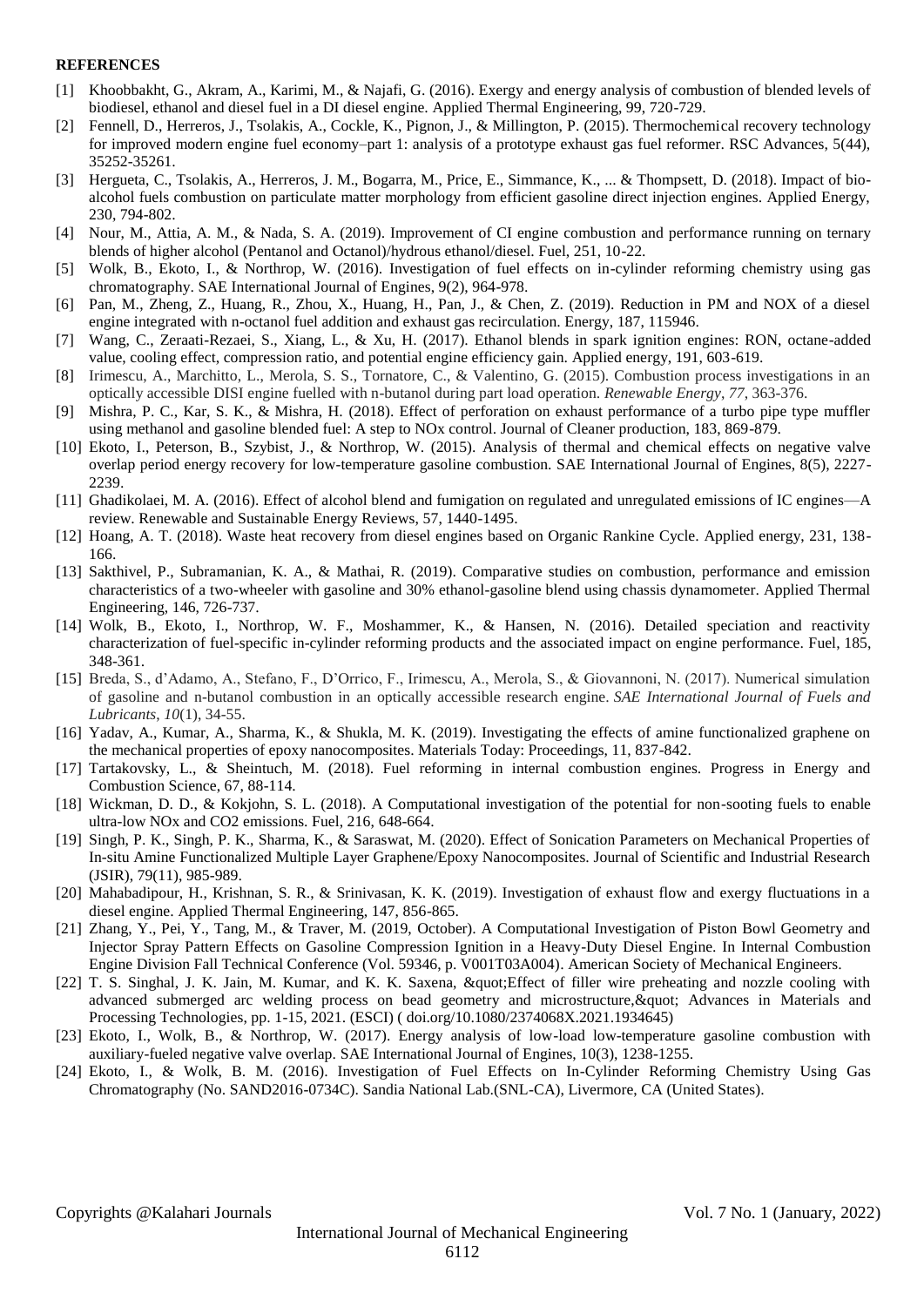## REFERENCES

[1] Khoobbakht, G., Akram, A., Karimi, M., & Najafi, G. (2016). Exergy and energy analysis of combustion of blended levels of biodiesel, ethanol and diesel fuel in a DI diesel engine. Applied Thermal Engineering, 99, 720-729.

[2] Fennell, D., Herreros, J., Tsolakis, A., Cockle, K., Pignon, J., & Millington, P. (2015). Thermochemical recovery technology for improved modern engine fuel economy–part 1: analysis of a prototype exhaust gas fuel reformer. RSC Advances, 5(44), 35252-35261.

[3] Hergueta, C., Tsolakis, A., Herreros, J. M., Bogarra, M., Price, E., Simmance, K., ... & Thompsett, D. (2018). Impact of bio-alcohol fuels combustion on particulate matter morphology from efficient gasoline direct injection engines. Applied Energy, 230, 794-802.

[4] Nour, M., Attia, A. M., & Nada, S. A. (2019). Improvement of CI engine combustion and performance running on ternary blends of higher alcohol (Pentanol and Octanol)/hydrous ethanol/diesel. Fuel, 251, 10-22.

[5] Wolk, B., Ekoto, I., & Northrop, W. (2016). Investigation of fuel effects on in-cylinder reforming chemistry using gas chromatography. SAE International Journal of Engines, 9(2), 964-978.

[6] Pan, M., Zheng, Z., Huang, R., Zhou, X., Huang, H., Pan, J., & Chen, Z. (2019). Reduction in PM and NOX of a diesel engine integrated with n-octanol fuel addition and exhaust gas recirculation. Energy, 187, 115946.

[7] Wang, C., Zeraati-Rezaei, S., Xiang, L., & Xu, H. (2017). Ethanol blends in spark ignition engines: RON, octane-added value, cooling effect, compression ratio, and potential engine efficiency gain. Applied energy, 191, 603-619.

[8] Irimescu, A., Marchitto, L., Merola, S. S., Tornatore, C., & Valentino, G. (2015). Combustion process investigations in an optically accessible DISI engine fuelled with n-butanol during part load operation. *Renewable Energy*, *77*, 363-376.

[9] Mishra, P. C., Kar, S. K., & Mishra, H. (2018). Effect of perforation on exhaust performance of a turbo pipe type muffler using methanol and gasoline blended fuel: A step to NOx control. Journal of Cleaner production, 183, 869-879.

[10] Ekoto, I., Peterson, B., Szybist, J., & Northrop, W. (2015). Analysis of thermal and chemical effects on negative valve overlap period energy recovery for low-temperature gasoline combustion. SAE International Journal of Engines, 8(5), 2227-2239.

[11] Ghadikolaei, M. A. (2016). Effect of alcohol blend and fumigation on regulated and unregulated emissions of IC engines—A review. Renewable and Sustainable Energy Reviews, 57, 1440-1495.

[12] Hoang, A. T. (2018). Waste heat recovery from diesel engines based on Organic Rankine Cycle. Applied energy, 231, 138-166.

[13] Sakthivel, P., Subramanian, K. A., & Mathai, R. (2019). Comparative studies on combustion, performance and emission characteristics of a two-wheeler with gasoline and 30% ethanol-gasoline blend using chassis dynamometer. Applied Thermal Engineering, 146, 726-737.

[14] Wolk, B., Ekoto, I., Northrop, W. F., Moshammer, K., & Hansen, N. (2016). Detailed speciation and reactivity characterization of fuel-specific in-cylinder reforming products and the associated impact on engine performance. Fuel, 185, 348-361.

[15] Breda, S., d'Adamo, A., Stefano, F., D'Orrico, F., Irimescu, A., Merola, S., & Giovannoni, N. (2017). Numerical simulation of gasoline and n-butanol combustion in an optically accessible research engine. *SAE International Journal of Fuels and Lubricants*, *10*(1), 34-55.

[16] Yadav, A., Kumar, A., Sharma, K., & Shukla, M. K. (2019). Investigating the effects of amine functionalized graphene on the mechanical properties of epoxy nanocomposites. Materials Today: Proceedings, 11, 837-842.

[17] Tartakovsky, L., & Sheintuch, M. (2018). Fuel reforming in internal combustion engines. Progress in Energy and Combustion Science, 67, 88-114.

[18] Wickman, D. D., & Kokjohn, S. L. (2018). A Computational investigation of the potential for non-sooting fuels to enable ultra-low NOx and CO2 emissions. Fuel, 216, 648-664.

[19] Singh, P. K., Singh, P. K., Sharma, K., & Saraswat, M. (2020). Effect of Sonication Parameters on Mechanical Properties of In-situ Amine Functionalized Multiple Layer Graphene/Epoxy Nanocomposites. Journal of Scientific and Industrial Research (JSIR), 79(11), 985-989.

[20] Mahabadipour, H., Krishnan, S. R., & Srinivasan, K. K. (2019). Investigation of exhaust flow and exergy fluctuations in a diesel engine. Applied Thermal Engineering, 147, 856-865.

[21] Zhang, Y., Pei, Y., Tang, M., & Traver, M. (2019, October). A Computational Investigation of Piston Bowl Geometry and Injector Spray Pattern Effects on Gasoline Compression Ignition in a Heavy-Duty Diesel Engine. In Internal Combustion Engine Division Fall Technical Conference (Vol. 59346, p. V001T03A004). American Society of Mechanical Engineers.

[22] T. S. Singhal, J. K. Jain, M. Kumar, and K. K. Saxena, &quot;Effect of filler wire preheating and nozzle cooling with advanced submerged arc welding process on bead geometry and microstructure,&quot; Advances in Materials and Processing Technologies, pp. 1-15, 2021. (ESCI) ( doi.org/10.1080/2374068X.2021.1934645)

[23] Ekoto, I., Wolk, B., & Northrop, W. (2017). Energy analysis of low-load low-temperature gasoline combustion with auxiliary-fueled negative valve overlap. SAE International Journal of Engines, 10(3), 1238-1255.

[24] Ekoto, I., & Wolk, B. M. (2016). Investigation of Fuel Effects on In-Cylinder Reforming Chemistry Using Gas Chromatography (No. SAND2016-0734C). Sandia National Lab.(SNL-CA), Livermore, CA (United States).